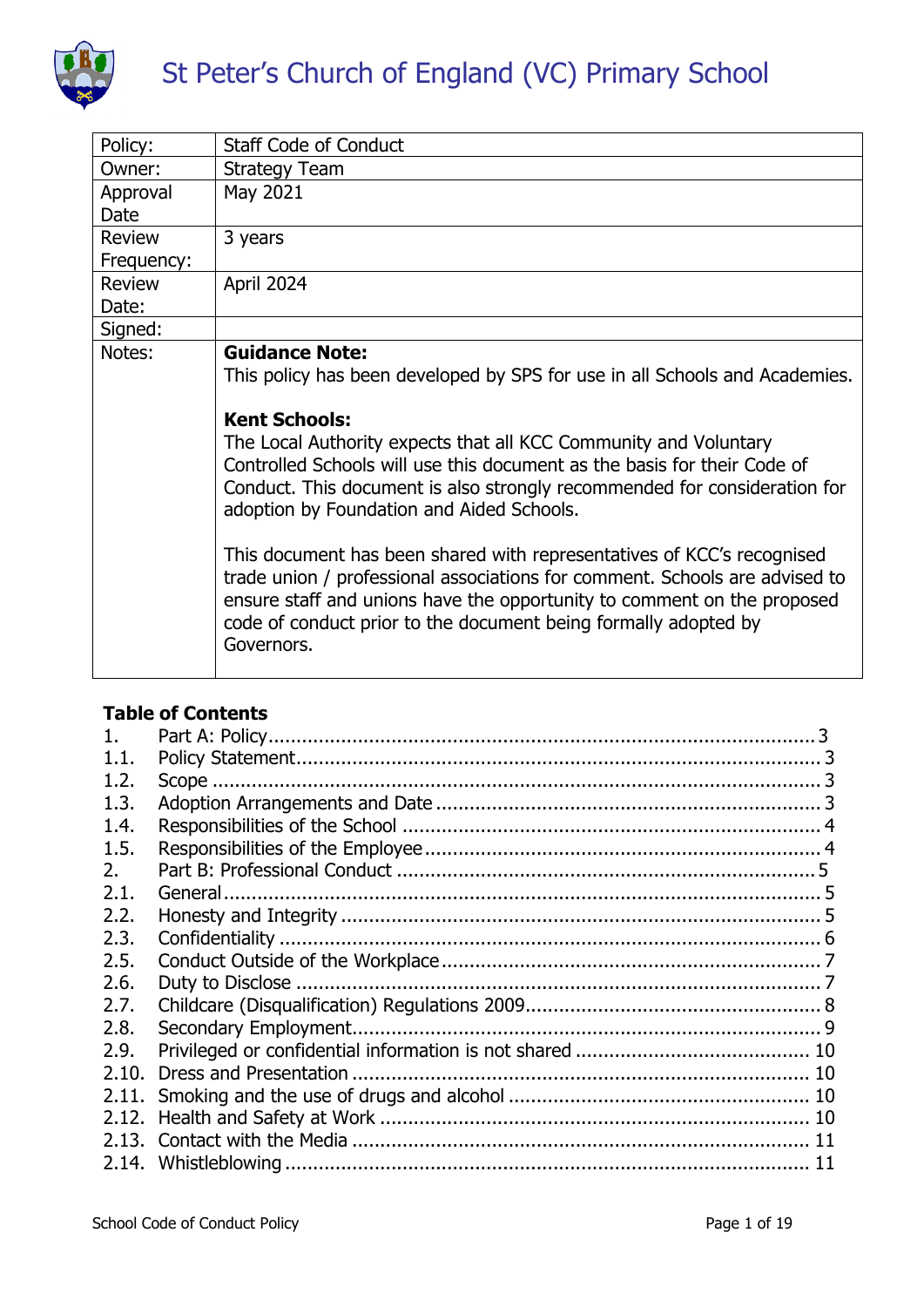# St Peter's Church of England (VC) Primary School

| Policy: | Staff Code of Conduct |
|---|---|
| Owner: | Strategy Team |
| Approval Date | May 2021 |
| Review Frequency: | 3 years |
| Review Date: | April 2024 |
| Signed: | |
| Notes: | **Guidance Note:**<br>This policy has been developed by SPS for use in all Schools and Academies.<br><br>**Kent Schools:**<br>The Local Authority expects that all KCC Community and Voluntary Controlled Schools will use this document as the basis for their Code of Conduct. This document is also strongly recommended for consideration for adoption by Foundation and Aided Schools.<br><br>This document has been shared with representatives of KCC's recognised trade union / professional associations for comment. Schools are advised to ensure staff and unions have the opportunity to comment on the proposed code of conduct prior to the document being formally adopted by Governors. |

**Table of Contents**

1. Part A: Policy ........................................ 3
1.1. Policy Statement ........................................ 3
1.2. Scope ........................................ 3
1.3. Adoption Arrangements and Date ........................................ 3
1.4. Responsibilities of the School ........................................ 4
1.5. Responsibilities of the Employee ........................................ 4
2. Part B: Professional Conduct ........................................ 5
2.1. General ........................................ 5
2.2. Honesty and Integrity ........................................ 5
2.3. Confidentiality ........................................ 6
2.5. Conduct Outside of the Workplace ........................................ 7
2.6. Duty to Disclose ........................................ 7
2.7. Childcare (Disqualification) Regulations 2009 ........................................ 8
2.8. Secondary Employment ........................................ 9
2.9. Privileged or confidential information is not shared ........................................ 10
2.10. Dress and Presentation ........................................ 10
2.11. Smoking and the use of drugs and alcohol ........................................ 10
2.12. Health and Safety at Work ........................................ 10
2.13. Contact with the Media ........................................ 11
2.14. Whistleblowing ........................................ 11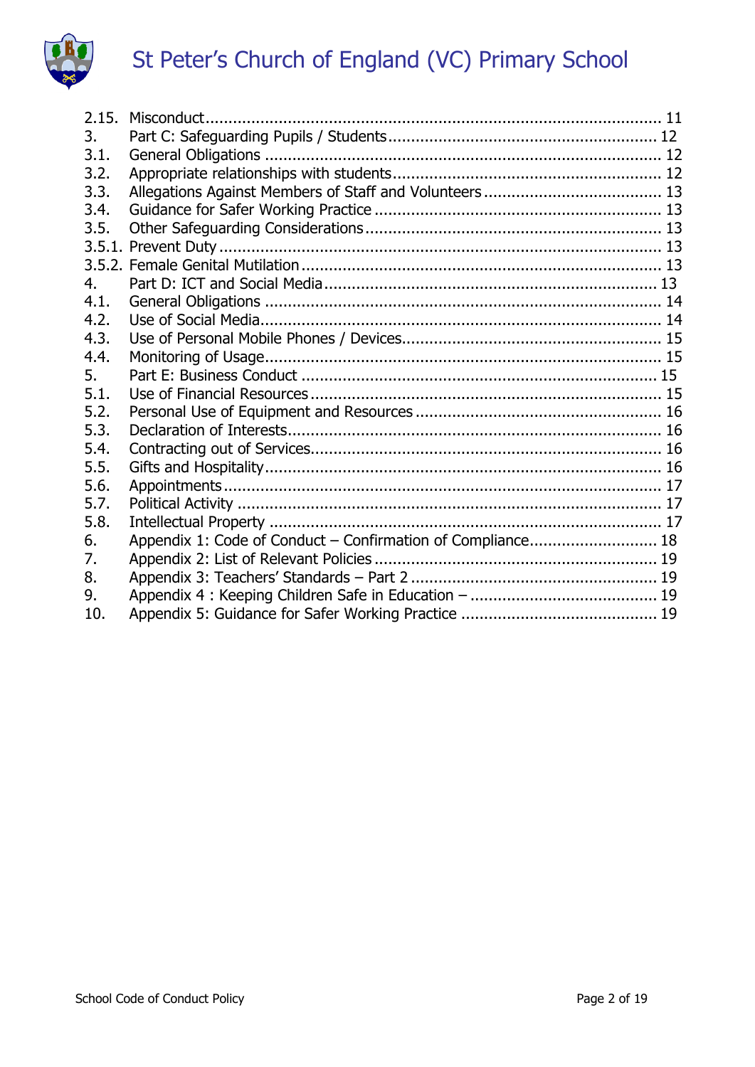2.15. Misconduct ... 11
3. Part C: Safeguarding Pupils / Students ... 12
3.1. General Obligations ... 12
3.2. Appropriate relationships with students ... 12
3.3. Allegations Against Members of Staff and Volunteers ... 13
3.4. Guidance for Safer Working Practice ... 13
3.5. Other Safeguarding Considerations ... 13
3.5.1. Prevent Duty ... 13
3.5.2. Female Genital Mutilation ... 13
4. Part D: ICT and Social Media ... 13
4.1. General Obligations ... 14
4.2. Use of Social Media ... 14
4.3. Use of Personal Mobile Phones / Devices ... 15
4.4. Monitoring of Usage ... 15
5. Part E: Business Conduct ... 15
5.1. Use of Financial Resources ... 15
5.2. Personal Use of Equipment and Resources ... 16
5.3. Declaration of Interests ... 16
5.4. Contracting out of Services ... 16
5.5. Gifts and Hospitality ... 16
5.6. Appointments ... 17
5.7. Political Activity ... 17
5.8. Intellectual Property ... 17
6. Appendix 1: Code of Conduct – Confirmation of Compliance ... 18
7. Appendix 2: List of Relevant Policies ... 19
8. Appendix 3: Teachers' Standards – Part 2 ... 19
9. Appendix 4 : Keeping Children Safe in Education – ... 19
10. Appendix 5: Guidance for Safer Working Practice ... 19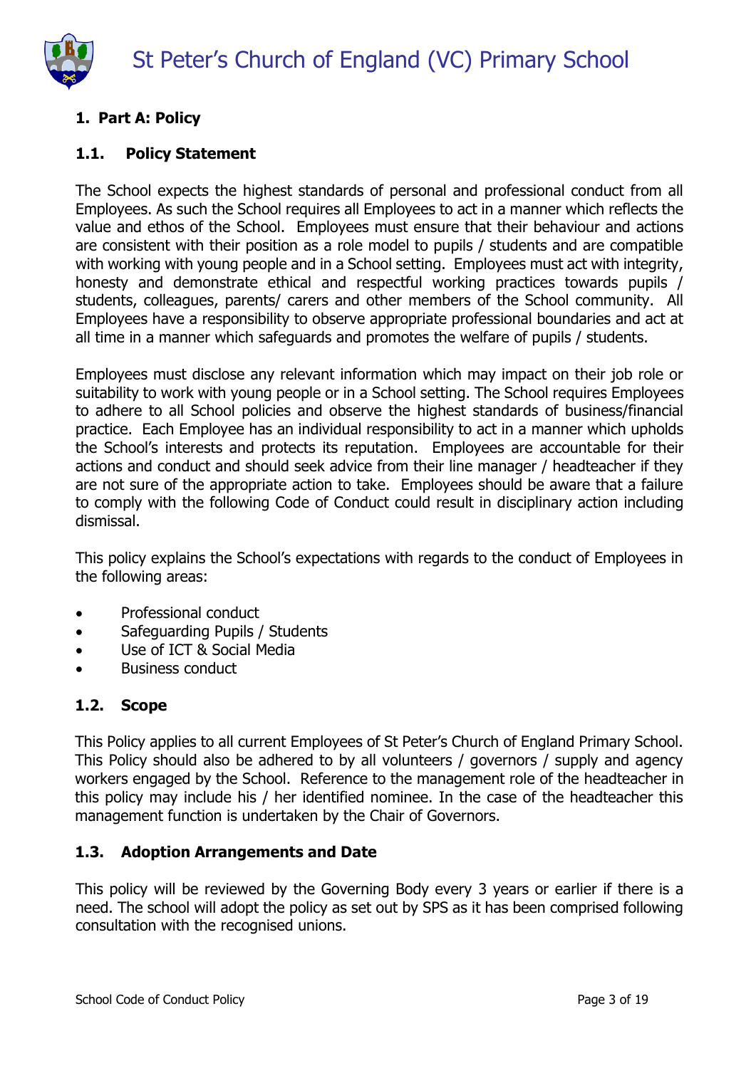## 1. Part A: Policy

### 1.1. Policy Statement

The School expects the highest standards of personal and professional conduct from all Employees. As such the School requires all Employees to act in a manner which reflects the value and ethos of the School. Employees must ensure that their behaviour and actions are consistent with their position as a role model to pupils / students and are compatible with working with young people and in a School setting. Employees must act with integrity, honesty and demonstrate ethical and respectful working practices towards pupils / students, colleagues, parents/ carers and other members of the School community. All Employees have a responsibility to observe appropriate professional boundaries and act at all time in a manner which safeguards and promotes the welfare of pupils / students.

Employees must disclose any relevant information which may impact on their job role or suitability to work with young people or in a School setting. The School requires Employees to adhere to all School policies and observe the highest standards of business/financial practice. Each Employee has an individual responsibility to act in a manner which upholds the School's interests and protects its reputation. Employees are accountable for their actions and conduct and should seek advice from their line manager / headteacher if they are not sure of the appropriate action to take. Employees should be aware that a failure to comply with the following Code of Conduct could result in disciplinary action including dismissal.

This policy explains the School's expectations with regards to the conduct of Employees in the following areas:

- Professional conduct
- Safeguarding Pupils / Students
- Use of ICT & Social Media
- Business conduct

### 1.2. Scope

This Policy applies to all current Employees of St Peter's Church of England Primary School. This Policy should also be adhered to by all volunteers / governors / supply and agency workers engaged by the School. Reference to the management role of the headteacher in this policy may include his / her identified nominee. In the case of the headteacher this management function is undertaken by the Chair of Governors.

### 1.3. Adoption Arrangements and Date

This policy will be reviewed by the Governing Body every 3 years or earlier if there is a need. The school will adopt the policy as set out by SPS as it has been comprised following consultation with the recognised unions.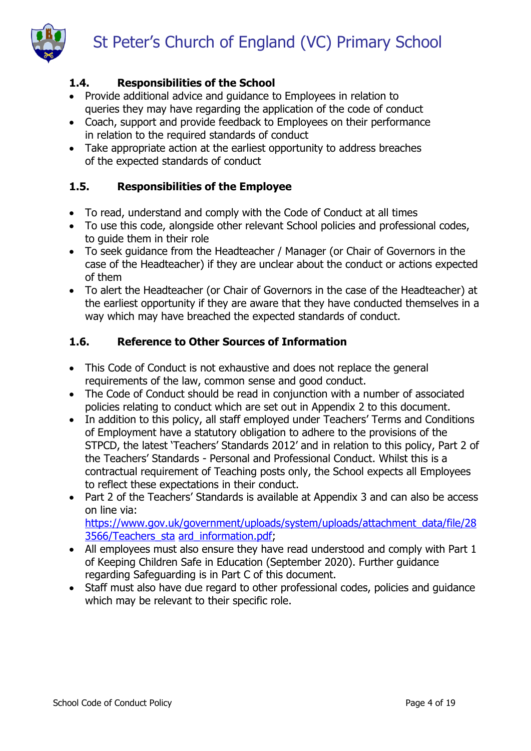### 1.4. Responsibilities of the School

- Provide additional advice and guidance to Employees in relation to queries they may have regarding the application of the code of conduct
- Coach, support and provide feedback to Employees on their performance in relation to the required standards of conduct
- Take appropriate action at the earliest opportunity to address breaches of the expected standards of conduct

### 1.5. Responsibilities of the Employee

- To read, understand and comply with the Code of Conduct at all times
- To use this code, alongside other relevant School policies and professional codes, to guide them in their role
- To seek guidance from the Headteacher / Manager (or Chair of Governors in the case of the Headteacher) if they are unclear about the conduct or actions expected of them
- To alert the Headteacher (or Chair of Governors in the case of the Headteacher) at the earliest opportunity if they are aware that they have conducted themselves in a way which may have breached the expected standards of conduct.

### 1.6. Reference to Other Sources of Information

- This Code of Conduct is not exhaustive and does not replace the general requirements of the law, common sense and good conduct.
- The Code of Conduct should be read in conjunction with a number of associated policies relating to conduct which are set out in Appendix 2 to this document.
- In addition to this policy, all staff employed under Teachers' Terms and Conditions of Employment have a statutory obligation to adhere to the provisions of the STPCD, the latest 'Teachers' Standards 2012' and in relation to this policy, Part 2 of the Teachers' Standards - Personal and Professional Conduct. Whilst this is a contractual requirement of Teaching posts only, the School expects all Employees to reflect these expectations in their conduct.
- Part 2 of the Teachers' Standards is available at Appendix 3 and can also be access on line via: https://www.gov.uk/government/uploads/system/uploads/attachment_data/file/283566/Teachers_sta ard_information.pdf;
- All employees must also ensure they have read understood and comply with Part 1 of Keeping Children Safe in Education (September 2020). Further guidance regarding Safeguarding is in Part C of this document.
- Staff must also have due regard to other professional codes, policies and guidance which may be relevant to their specific role.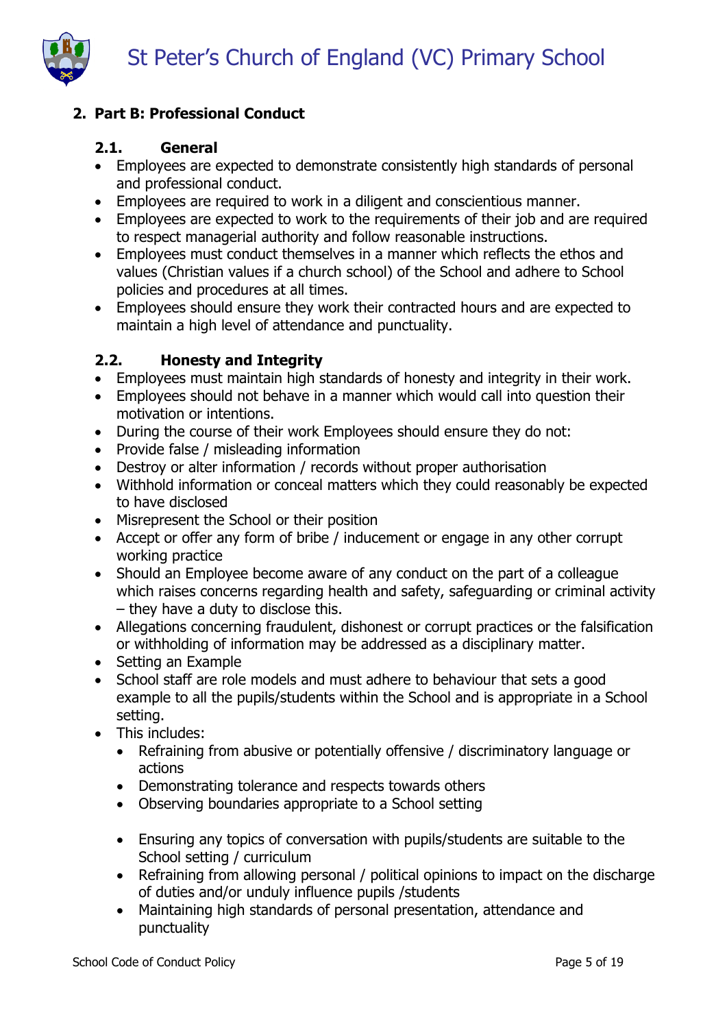## 2. Part B: Professional Conduct

### 2.1. General

- Employees are expected to demonstrate consistently high standards of personal and professional conduct.
- Employees are required to work in a diligent and conscientious manner.
- Employees are expected to work to the requirements of their job and are required to respect managerial authority and follow reasonable instructions.
- Employees must conduct themselves in a manner which reflects the ethos and values (Christian values if a church school) of the School and adhere to School policies and procedures at all times.
- Employees should ensure they work their contracted hours and are expected to maintain a high level of attendance and punctuality.

### 2.2. Honesty and Integrity

- Employees must maintain high standards of honesty and integrity in their work.
- Employees should not behave in a manner which would call into question their motivation or intentions.
- During the course of their work Employees should ensure they do not:
- Provide false / misleading information
- Destroy or alter information / records without proper authorisation
- Withhold information or conceal matters which they could reasonably be expected to have disclosed
- Misrepresent the School or their position
- Accept or offer any form of bribe / inducement or engage in any other corrupt working practice
- Should an Employee become aware of any conduct on the part of a colleague which raises concerns regarding health and safety, safeguarding or criminal activity – they have a duty to disclose this.
- Allegations concerning fraudulent, dishonest or corrupt practices or the falsification or withholding of information may be addressed as a disciplinary matter.
- Setting an Example
- School staff are role models and must adhere to behaviour that sets a good example to all the pupils/students within the School and is appropriate in a School setting.
- This includes:
  - Refraining from abusive or potentially offensive / discriminatory language or actions
  - Demonstrating tolerance and respects towards others
  - Observing boundaries appropriate to a School setting

  - Ensuring any topics of conversation with pupils/students are suitable to the School setting / curriculum
  - Refraining from allowing personal / political opinions to impact on the discharge of duties and/or unduly influence pupils /students
  - Maintaining high standards of personal presentation, attendance and punctuality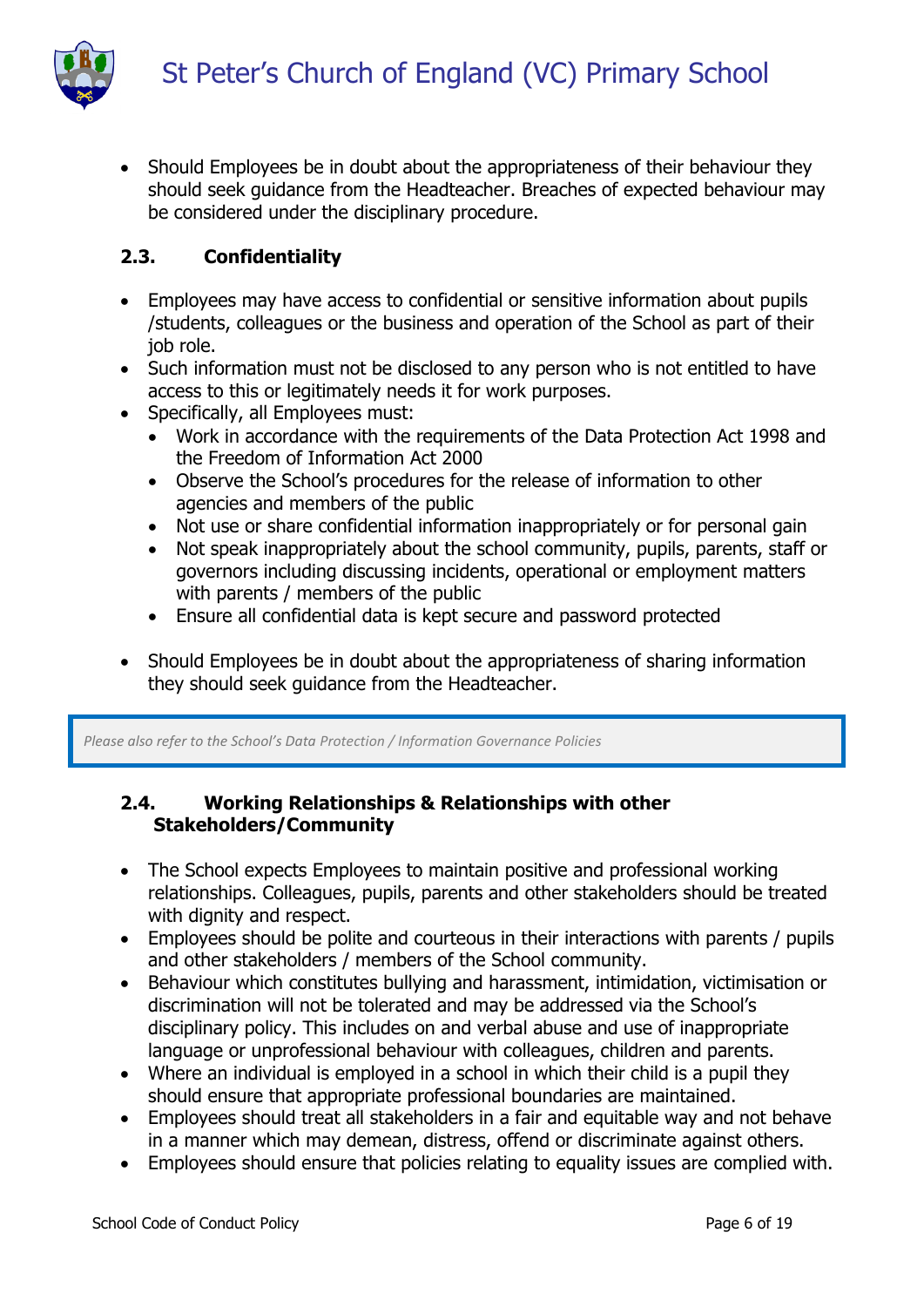- Should Employees be in doubt about the appropriateness of their behaviour they should seek guidance from the Headteacher. Breaches of expected behaviour may be considered under the disciplinary procedure.

### 2.3. Confidentiality

- Employees may have access to confidential or sensitive information about pupils /students, colleagues or the business and operation of the School as part of their job role.
- Such information must not be disclosed to any person who is not entitled to have access to this or legitimately needs it for work purposes.
- Specifically, all Employees must:
  - Work in accordance with the requirements of the Data Protection Act 1998 and the Freedom of Information Act 2000
  - Observe the School's procedures for the release of information to other agencies and members of the public
  - Not use or share confidential information inappropriately or for personal gain
  - Not speak inappropriately about the school community, pupils, parents, staff or governors including discussing incidents, operational or employment matters with parents / members of the public
  - Ensure all confidential data is kept secure and password protected

- Should Employees be in doubt about the appropriateness of sharing information they should seek guidance from the Headteacher.

*Please also refer to the School's Data Protection / Information Governance Policies*

### 2.4. Working Relationships & Relationships with other Stakeholders/Community

- The School expects Employees to maintain positive and professional working relationships. Colleagues, pupils, parents and other stakeholders should be treated with dignity and respect.
- Employees should be polite and courteous in their interactions with parents / pupils and other stakeholders / members of the School community.
- Behaviour which constitutes bullying and harassment, intimidation, victimisation or discrimination will not be tolerated and may be addressed via the School's disciplinary policy. This includes on and verbal abuse and use of inappropriate language or unprofessional behaviour with colleagues, children and parents.
- Where an individual is employed in a school in which their child is a pupil they should ensure that appropriate professional boundaries are maintained.
- Employees should treat all stakeholders in a fair and equitable way and not behave in a manner which may demean, distress, offend or discriminate against others.
- Employees should ensure that policies relating to equality issues are complied with.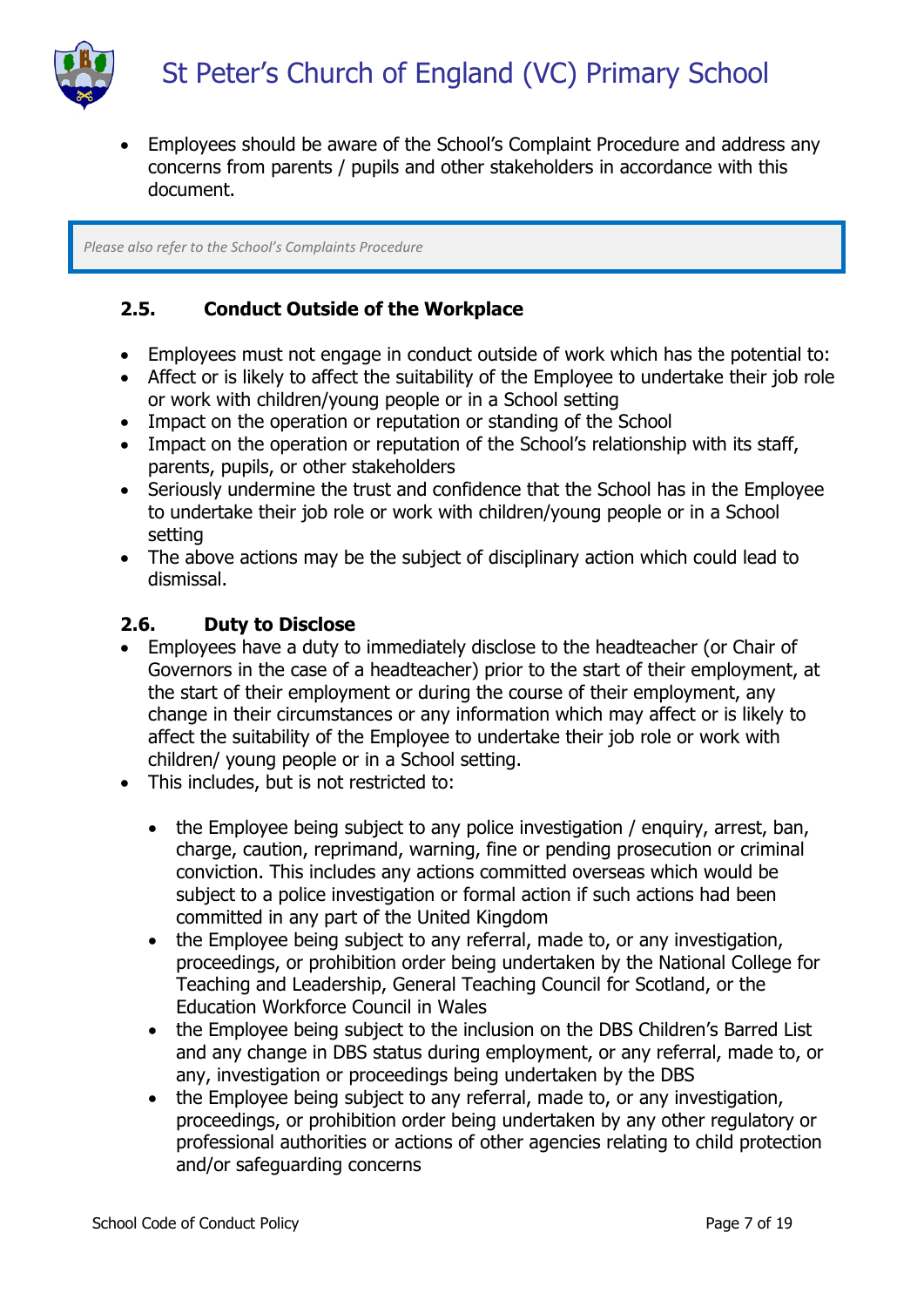- Employees should be aware of the School's Complaint Procedure and address any concerns from parents / pupils and other stakeholders in accordance with this document.

> *Please also refer to the School's Complaints Procedure*

### 2.5. Conduct Outside of the Workplace

- Employees must not engage in conduct outside of work which has the potential to:
- Affect or is likely to affect the suitability of the Employee to undertake their job role or work with children/young people or in a School setting
- Impact on the operation or reputation or standing of the School
- Impact on the operation or reputation of the School's relationship with its staff, parents, pupils, or other stakeholders
- Seriously undermine the trust and confidence that the School has in the Employee to undertake their job role or work with children/young people or in a School setting
- The above actions may be the subject of disciplinary action which could lead to dismissal.

### 2.6. Duty to Disclose

- Employees have a duty to immediately disclose to the headteacher (or Chair of Governors in the case of a headteacher) prior to the start of their employment, at the start of their employment or during the course of their employment, any change in their circumstances or any information which may affect or is likely to affect the suitability of the Employee to undertake their job role or work with children/ young people or in a School setting.
- This includes, but is not restricted to:
  - the Employee being subject to any police investigation / enquiry, arrest, ban, charge, caution, reprimand, warning, fine or pending prosecution or criminal conviction. This includes any actions committed overseas which would be subject to a police investigation or formal action if such actions had been committed in any part of the United Kingdom
  - the Employee being subject to any referral, made to, or any investigation, proceedings, or prohibition order being undertaken by the National College for Teaching and Leadership, General Teaching Council for Scotland, or the Education Workforce Council in Wales
  - the Employee being subject to the inclusion on the DBS Children's Barred List and any change in DBS status during employment, or any referral, made to, or any, investigation or proceedings being undertaken by the DBS
  - the Employee being subject to any referral, made to, or any investigation, proceedings, or prohibition order being undertaken by any other regulatory or professional authorities or actions of other agencies relating to child protection and/or safeguarding concerns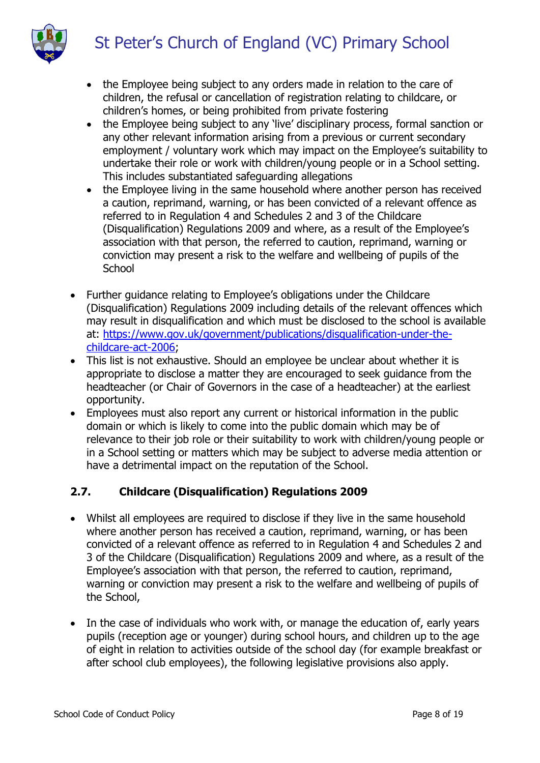- the Employee being subject to any orders made in relation to the care of children, the refusal or cancellation of registration relating to childcare, or children's homes, or being prohibited from private fostering
    - the Employee being subject to any 'live' disciplinary process, formal sanction or any other relevant information arising from a previous or current secondary employment / voluntary work which may impact on the Employee's suitability to undertake their role or work with children/young people or in a School setting. This includes substantiated safeguarding allegations
    - the Employee living in the same household where another person has received a caution, reprimand, warning, or has been convicted of a relevant offence as referred to in Regulation 4 and Schedules 2 and 3 of the Childcare (Disqualification) Regulations 2009 and where, as a result of the Employee's association with that person, the referred to caution, reprimand, warning or conviction may present a risk to the welfare and wellbeing of pupils of the School

- Further guidance relating to Employee's obligations under the Childcare (Disqualification) Regulations 2009 including details of the relevant offences which may result in disqualification and which must be disclosed to the school is available at: [https://www.gov.uk/government/publications/disqualification-under-the-childcare-act-2006](https://www.gov.uk/government/publications/disqualification-under-the-childcare-act-2006);
- This list is not exhaustive. Should an employee be unclear about whether it is appropriate to disclose a matter they are encouraged to seek guidance from the headteacher (or Chair of Governors in the case of a headteacher) at the earliest opportunity.
- Employees must also report any current or historical information in the public domain or which is likely to come into the public domain which may be of relevance to their job role or their suitability to work with children/young people or in a School setting or matters which may be subject to adverse media attention or have a detrimental impact on the reputation of the School.

### 2.7. Childcare (Disqualification) Regulations 2009

- Whilst all employees are required to disclose if they live in the same household where another person has received a caution, reprimand, warning, or has been convicted of a relevant offence as referred to in Regulation 4 and Schedules 2 and 3 of the Childcare (Disqualification) Regulations 2009 and where, as a result of the Employee's association with that person, the referred to caution, reprimand, warning or conviction may present a risk to the welfare and wellbeing of pupils of the School,

- In the case of individuals who work with, or manage the education of, early years pupils (reception age or younger) during school hours, and children up to the age of eight in relation to activities outside of the school day (for example breakfast or after school club employees), the following legislative provisions also apply.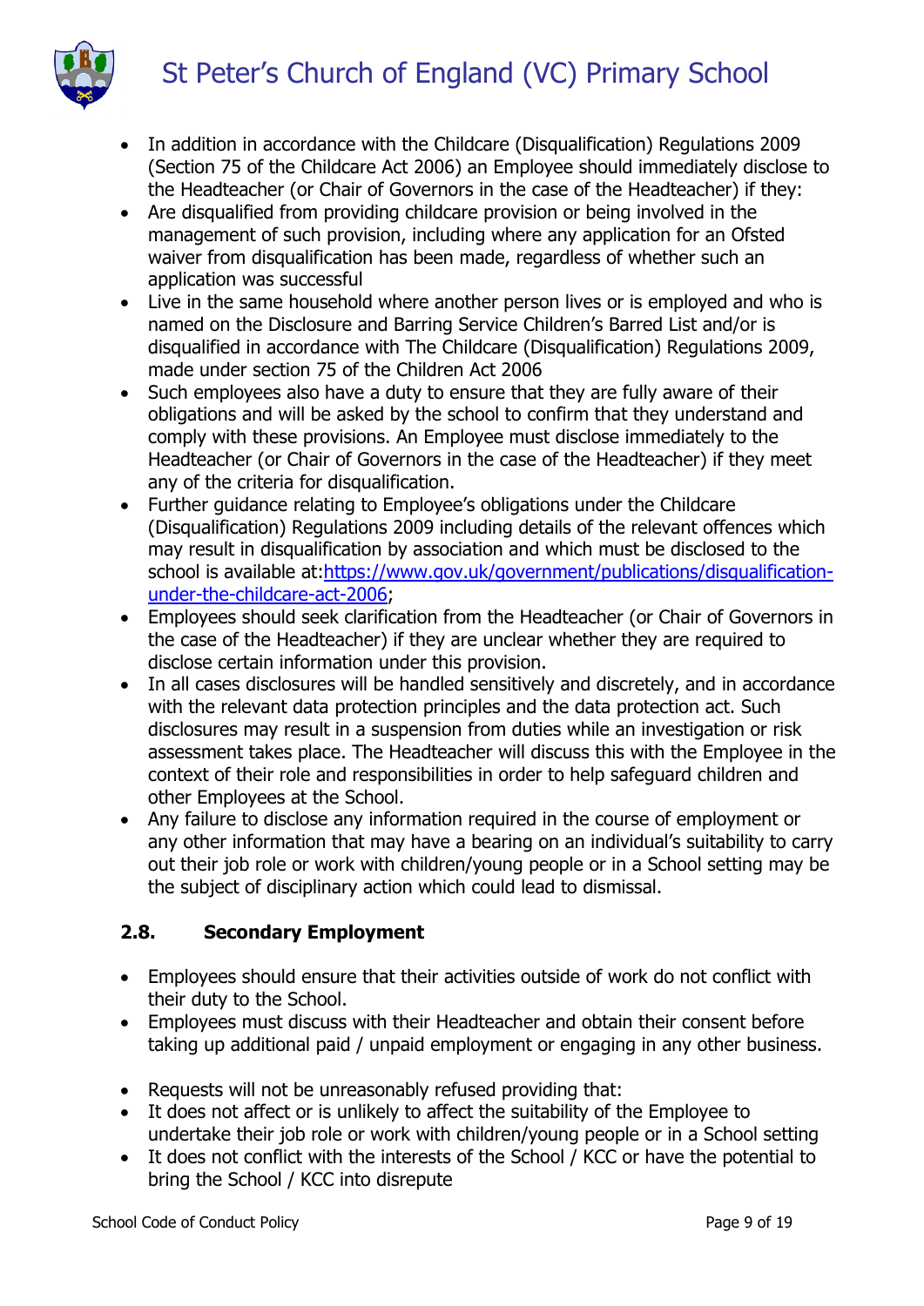- In addition in accordance with the Childcare (Disqualification) Regulations 2009 (Section 75 of the Childcare Act 2006) an Employee should immediately disclose to the Headteacher (or Chair of Governors in the case of the Headteacher) if they:
- Are disqualified from providing childcare provision or being involved in the management of such provision, including where any application for an Ofsted waiver from disqualification has been made, regardless of whether such an application was successful
- Live in the same household where another person lives or is employed and who is named on the Disclosure and Barring Service Children's Barred List and/or is disqualified in accordance with The Childcare (Disqualification) Regulations 2009, made under section 75 of the Children Act 2006
- Such employees also have a duty to ensure that they are fully aware of their obligations and will be asked by the school to confirm that they understand and comply with these provisions. An Employee must disclose immediately to the Headteacher (or Chair of Governors in the case of the Headteacher) if they meet any of the criteria for disqualification.
- Further guidance relating to Employee's obligations under the Childcare (Disqualification) Regulations 2009 including details of the relevant offences which may result in disqualification by association and which must be disclosed to the school is available at:[https://www.gov.uk/government/publications/disqualification-under-the-childcare-act-2006](https://www.gov.uk/government/publications/disqualification-under-the-childcare-act-2006);
- Employees should seek clarification from the Headteacher (or Chair of Governors in the case of the Headteacher) if they are unclear whether they are required to disclose certain information under this provision.
- In all cases disclosures will be handled sensitively and discretely, and in accordance with the relevant data protection principles and the data protection act. Such disclosures may result in a suspension from duties while an investigation or risk assessment takes place. The Headteacher will discuss this with the Employee in the context of their role and responsibilities in order to help safeguard children and other Employees at the School.
- Any failure to disclose any information required in the course of employment or any other information that may have a bearing on an individual's suitability to carry out their job role or work with children/young people or in a School setting may be the subject of disciplinary action which could lead to dismissal.

### 2.8. Secondary Employment

- Employees should ensure that their activities outside of work do not conflict with their duty to the School.
- Employees must discuss with their Headteacher and obtain their consent before taking up additional paid / unpaid employment or engaging in any other business.

- Requests will not be unreasonably refused providing that:
- It does not affect or is unlikely to affect the suitability of the Employee to undertake their job role or work with children/young people or in a School setting
- It does not conflict with the interests of the School / KCC or have the potential to bring the School / KCC into disrepute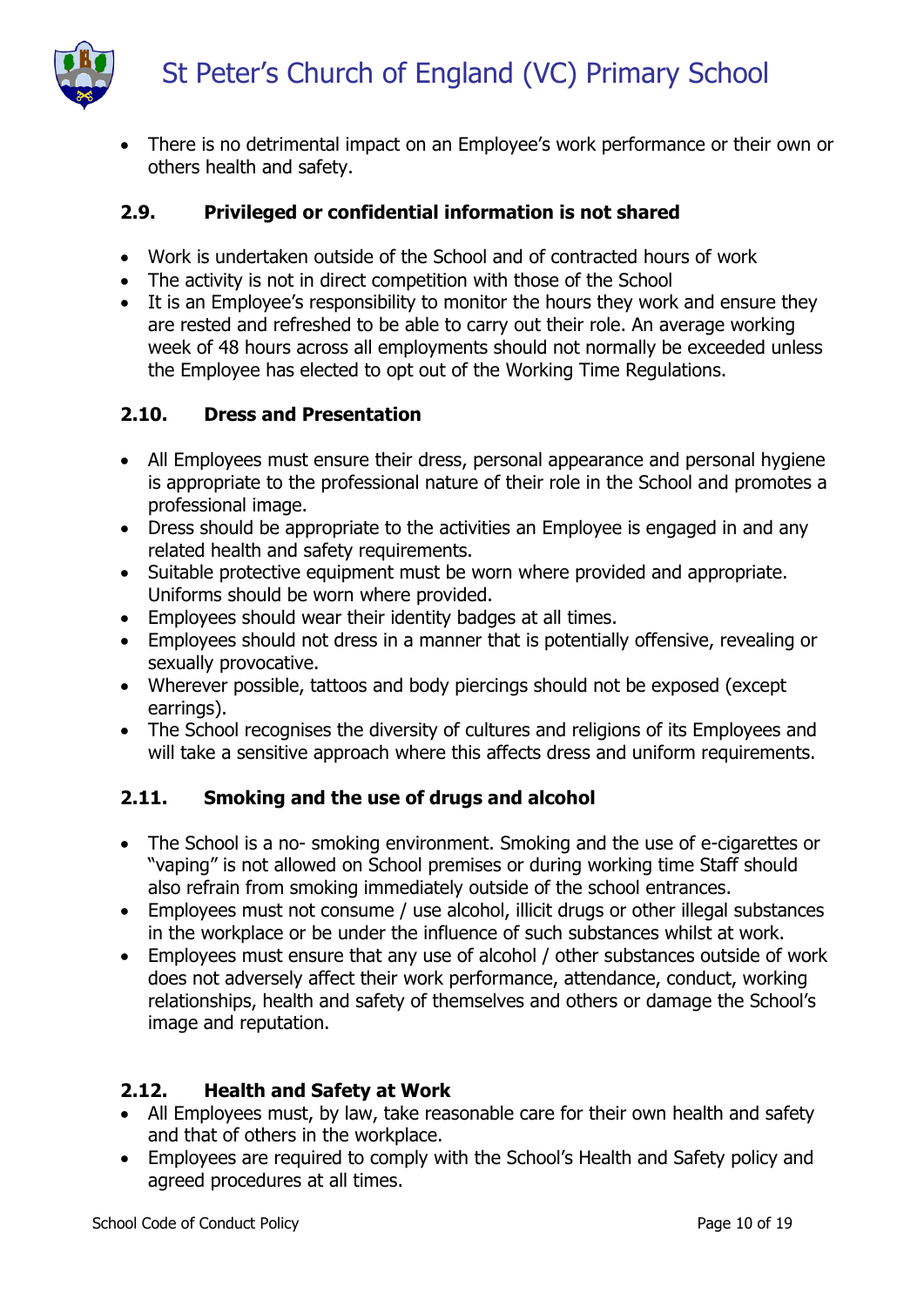- There is no detrimental impact on an Employee's work performance or their own or others health and safety.

### 2.9. Privileged or confidential information is not shared

- Work is undertaken outside of the School and of contracted hours of work
- The activity is not in direct competition with those of the School
- It is an Employee's responsibility to monitor the hours they work and ensure they are rested and refreshed to be able to carry out their role. An average working week of 48 hours across all employments should not normally be exceeded unless the Employee has elected to opt out of the Working Time Regulations.

### 2.10. Dress and Presentation

- All Employees must ensure their dress, personal appearance and personal hygiene is appropriate to the professional nature of their role in the School and promotes a professional image.
- Dress should be appropriate to the activities an Employee is engaged in and any related health and safety requirements.
- Suitable protective equipment must be worn where provided and appropriate. Uniforms should be worn where provided.
- Employees should wear their identity badges at all times.
- Employees should not dress in a manner that is potentially offensive, revealing or sexually provocative.
- Wherever possible, tattoos and body piercings should not be exposed (except earrings).
- The School recognises the diversity of cultures and religions of its Employees and will take a sensitive approach where this affects dress and uniform requirements.

### 2.11. Smoking and the use of drugs and alcohol

- The School is a no- smoking environment. Smoking and the use of e-cigarettes or "vaping" is not allowed on School premises or during working time Staff should also refrain from smoking immediately outside of the school entrances.
- Employees must not consume / use alcohol, illicit drugs or other illegal substances in the workplace or be under the influence of such substances whilst at work.
- Employees must ensure that any use of alcohol / other substances outside of work does not adversely affect their work performance, attendance, conduct, working relationships, health and safety of themselves and others or damage the School's image and reputation.

### 2.12. Health and Safety at Work

- All Employees must, by law, take reasonable care for their own health and safety and that of others in the workplace.
- Employees are required to comply with the School's Health and Safety policy and agreed procedures at all times.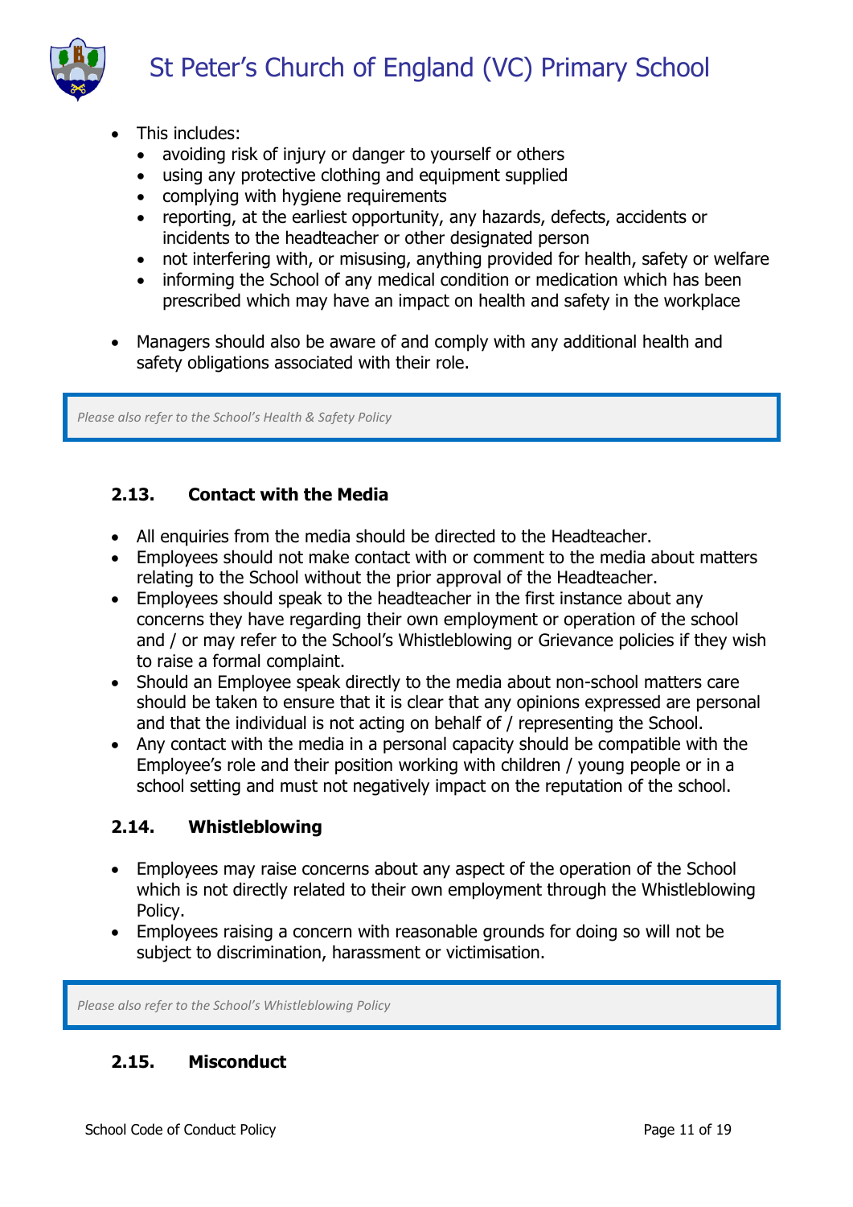- This includes:
  - avoiding risk of injury or danger to yourself or others
  - using any protective clothing and equipment supplied
  - complying with hygiene requirements
  - reporting, at the earliest opportunity, any hazards, defects, accidents or incidents to the headteacher or other designated person
  - not interfering with, or misusing, anything provided for health, safety or welfare
  - informing the School of any medical condition or medication which has been prescribed which may have an impact on health and safety in the workplace
- Managers should also be aware of and comply with any additional health and safety obligations associated with their role.

*Please also refer to the School's Health & Safety Policy*

### 2.13. Contact with the Media

- All enquiries from the media should be directed to the Headteacher.
- Employees should not make contact with or comment to the media about matters relating to the School without the prior approval of the Headteacher.
- Employees should speak to the headteacher in the first instance about any concerns they have regarding their own employment or operation of the school and / or may refer to the School's Whistleblowing or Grievance policies if they wish to raise a formal complaint.
- Should an Employee speak directly to the media about non-school matters care should be taken to ensure that it is clear that any opinions expressed are personal and that the individual is not acting on behalf of / representing the School.
- Any contact with the media in a personal capacity should be compatible with the Employee's role and their position working with children / young people or in a school setting and must not negatively impact on the reputation of the school.

### 2.14. Whistleblowing

- Employees may raise concerns about any aspect of the operation of the School which is not directly related to their own employment through the Whistleblowing Policy.
- Employees raising a concern with reasonable grounds for doing so will not be subject to discrimination, harassment or victimisation.

*Please also refer to the School's Whistleblowing Policy*

### 2.15. Misconduct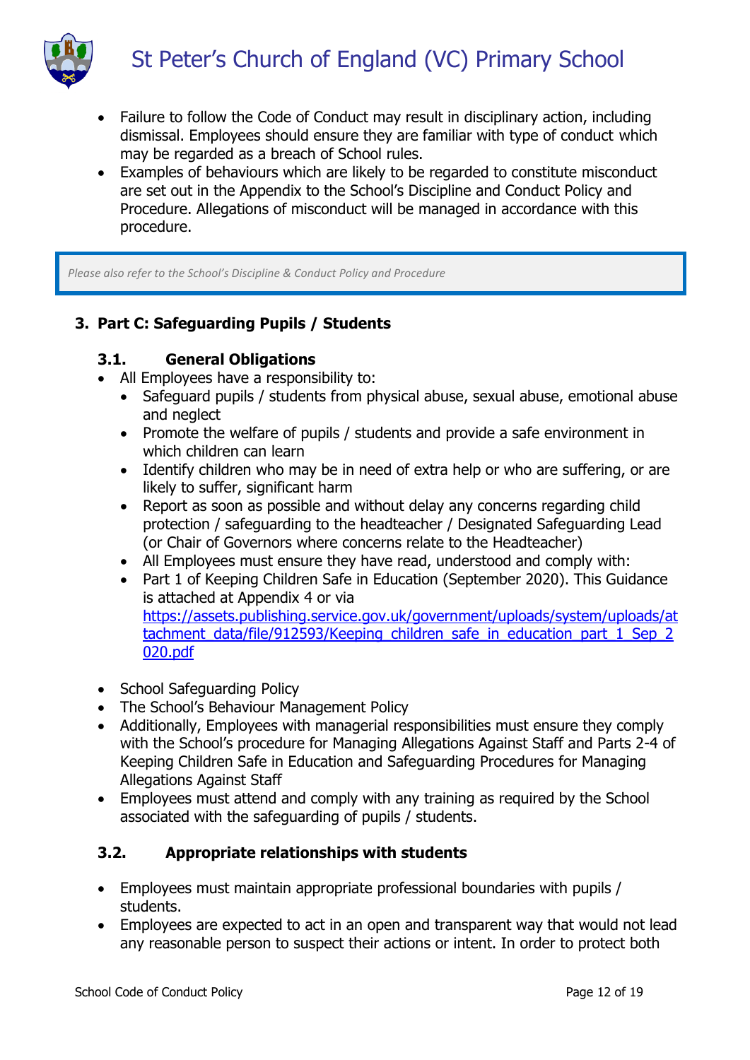- Failure to follow the Code of Conduct may result in disciplinary action, including dismissal. Employees should ensure they are familiar with type of conduct which may be regarded as a breach of School rules.
- Examples of behaviours which are likely to be regarded to constitute misconduct are set out in the Appendix to the School's Discipline and Conduct Policy and Procedure. Allegations of misconduct will be managed in accordance with this procedure.

> *Please also refer to the School's Discipline & Conduct Policy and Procedure*

## 3. Part C: Safeguarding Pupils / Students

### 3.1. General Obligations

- All Employees have a responsibility to:
  - Safeguard pupils / students from physical abuse, sexual abuse, emotional abuse and neglect
  - Promote the welfare of pupils / students and provide a safe environment in which children can learn
  - Identify children who may be in need of extra help or who are suffering, or are likely to suffer, significant harm
  - Report as soon as possible and without delay any concerns regarding child protection / safeguarding to the headteacher / Designated Safeguarding Lead (or Chair of Governors where concerns relate to the Headteacher)
  - All Employees must ensure they have read, understood and comply with:
  - Part 1 of Keeping Children Safe in Education (September 2020). This Guidance is attached at Appendix 4 or via [https://assets.publishing.service.gov.uk/government/uploads/system/uploads/attachment_data/file/912593/Keeping_children_safe_in_education_part_1_Sep_2020.pdf](https://assets.publishing.service.gov.uk/government/uploads/system/uploads/attachment_data/file/912593/Keeping_children_safe_in_education_part_1_Sep_2020.pdf)
- School Safeguarding Policy
- The School's Behaviour Management Policy
- Additionally, Employees with managerial responsibilities must ensure they comply with the School's procedure for Managing Allegations Against Staff and Parts 2-4 of Keeping Children Safe in Education and Safeguarding Procedures for Managing Allegations Against Staff
- Employees must attend and comply with any training as required by the School associated with the safeguarding of pupils / students.

### 3.2. Appropriate relationships with students

- Employees must maintain appropriate professional boundaries with pupils / students.
- Employees are expected to act in an open and transparent way that would not lead any reasonable person to suspect their actions or intent. In order to protect both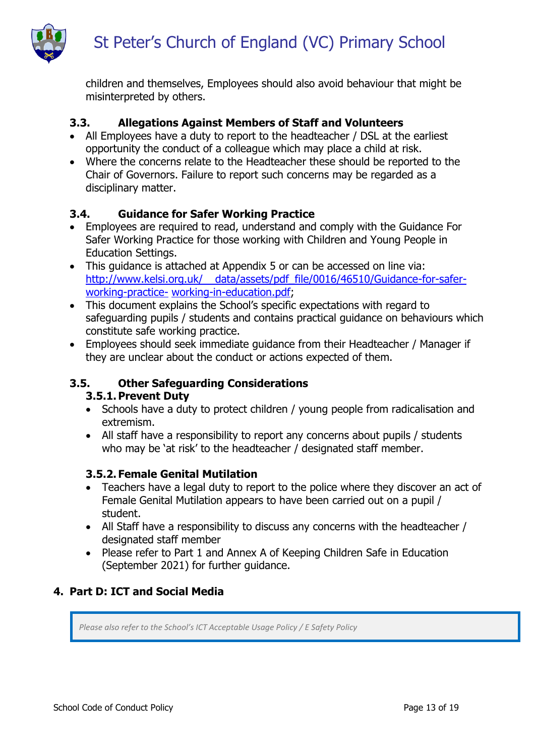children and themselves, Employees should also avoid behaviour that might be misinterpreted by others.

### 3.3. Allegations Against Members of Staff and Volunteers

- All Employees have a duty to report to the headteacher / DSL at the earliest opportunity the conduct of a colleague which may place a child at risk.
- Where the concerns relate to the Headteacher these should be reported to the Chair of Governors. Failure to report such concerns may be regarded as a disciplinary matter.

### 3.4. Guidance for Safer Working Practice

- Employees are required to read, understand and comply with the Guidance For Safer Working Practice for those working with Children and Young People in Education Settings.
- This guidance is attached at Appendix 5 or can be accessed on line via: http://www.kelsi.org.uk/__data/assets/pdf_file/0016/46510/Guidance-for-safer-working-practice- working-in-education.pdf;
- This document explains the School's specific expectations with regard to safeguarding pupils / students and contains practical guidance on behaviours which constitute safe working practice.
- Employees should seek immediate guidance from their Headteacher / Manager if they are unclear about the conduct or actions expected of them.

### 3.5. Other Safeguarding Considerations

#### 3.5.1. Prevent Duty

- Schools have a duty to protect children / young people from radicalisation and extremism.
- All staff have a responsibility to report any concerns about pupils / students who may be 'at risk' to the headteacher / designated staff member.

#### 3.5.2. Female Genital Mutilation

- Teachers have a legal duty to report to the police where they discover an act of Female Genital Mutilation appears to have been carried out on a pupil / student.
- All Staff have a responsibility to discuss any concerns with the headteacher / designated staff member
- Please refer to Part 1 and Annex A of Keeping Children Safe in Education (September 2021) for further guidance.

## 4. Part D: ICT and Social Media

*Please also refer to the School's ICT Acceptable Usage Policy / E Safety Policy*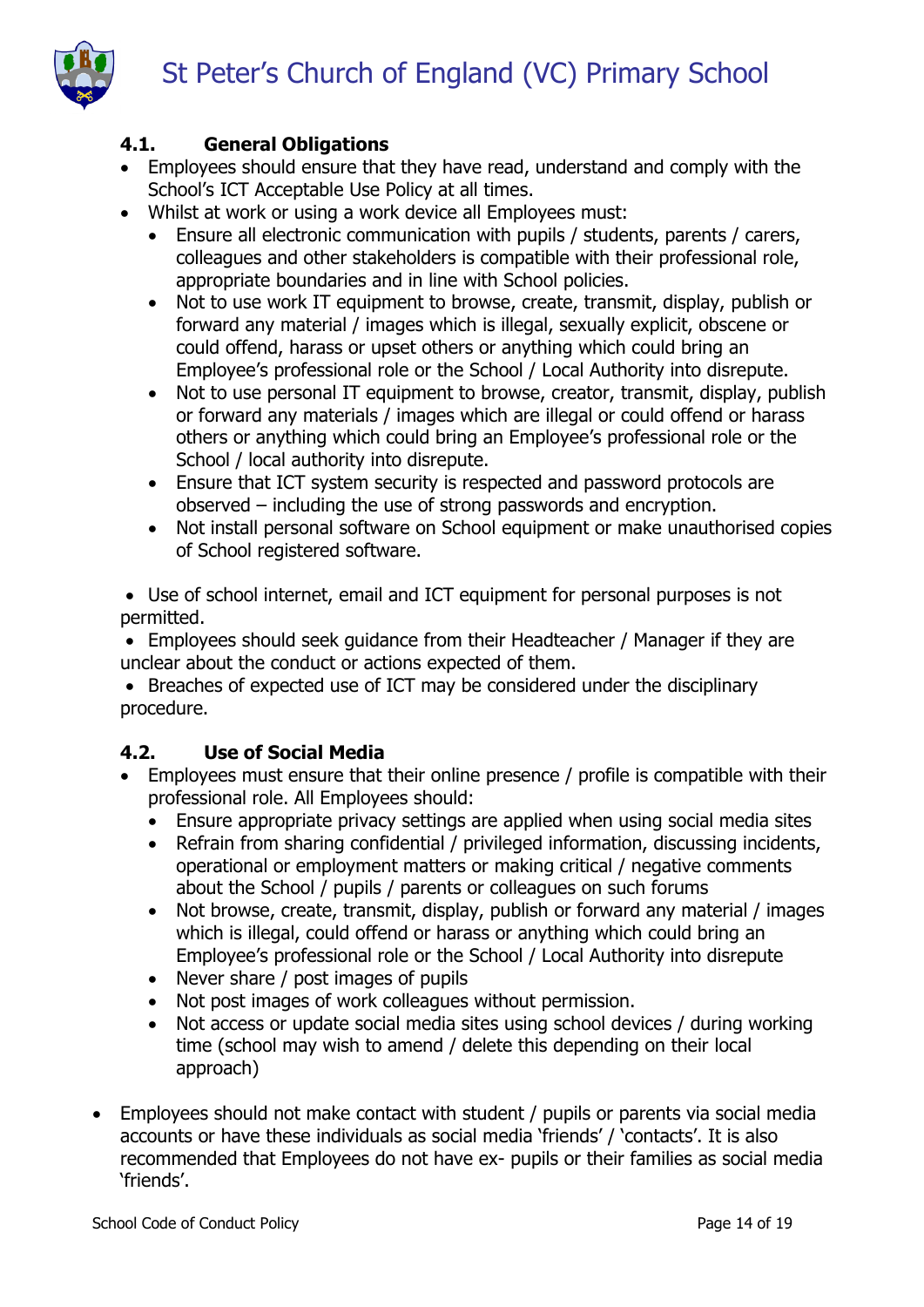### 4.1. General Obligations

- Employees should ensure that they have read, understand and comply with the School's ICT Acceptable Use Policy at all times.
- Whilst at work or using a work device all Employees must:
  - Ensure all electronic communication with pupils / students, parents / carers, colleagues and other stakeholders is compatible with their professional role, appropriate boundaries and in line with School policies.
  - Not to use work IT equipment to browse, create, transmit, display, publish or forward any material / images which is illegal, sexually explicit, obscene or could offend, harass or upset others or anything which could bring an Employee's professional role or the School / Local Authority into disrepute.
  - Not to use personal IT equipment to browse, creator, transmit, display, publish or forward any materials / images which are illegal or could offend or harass others or anything which could bring an Employee's professional role or the School / local authority into disrepute.
  - Ensure that ICT system security is respected and password protocols are observed – including the use of strong passwords and encryption.
  - Not install personal software on School equipment or make unauthorised copies of School registered software.

- Use of school internet, email and ICT equipment for personal purposes is not permitted.
- Employees should seek guidance from their Headteacher / Manager if they are unclear about the conduct or actions expected of them.
- Breaches of expected use of ICT may be considered under the disciplinary procedure.

### 4.2. Use of Social Media

- Employees must ensure that their online presence / profile is compatible with their professional role. All Employees should:
  - Ensure appropriate privacy settings are applied when using social media sites
  - Refrain from sharing confidential / privileged information, discussing incidents, operational or employment matters or making critical / negative comments about the School / pupils / parents or colleagues on such forums
  - Not browse, create, transmit, display, publish or forward any material / images which is illegal, could offend or harass or anything which could bring an Employee's professional role or the School / Local Authority into disrepute
  - Never share / post images of pupils
  - Not post images of work colleagues without permission.
  - Not access or update social media sites using school devices / during working time (school may wish to amend / delete this depending on their local approach)

- Employees should not make contact with student / pupils or parents via social media accounts or have these individuals as social media 'friends' / 'contacts'. It is also recommended that Employees do not have ex- pupils or their families as social media 'friends'.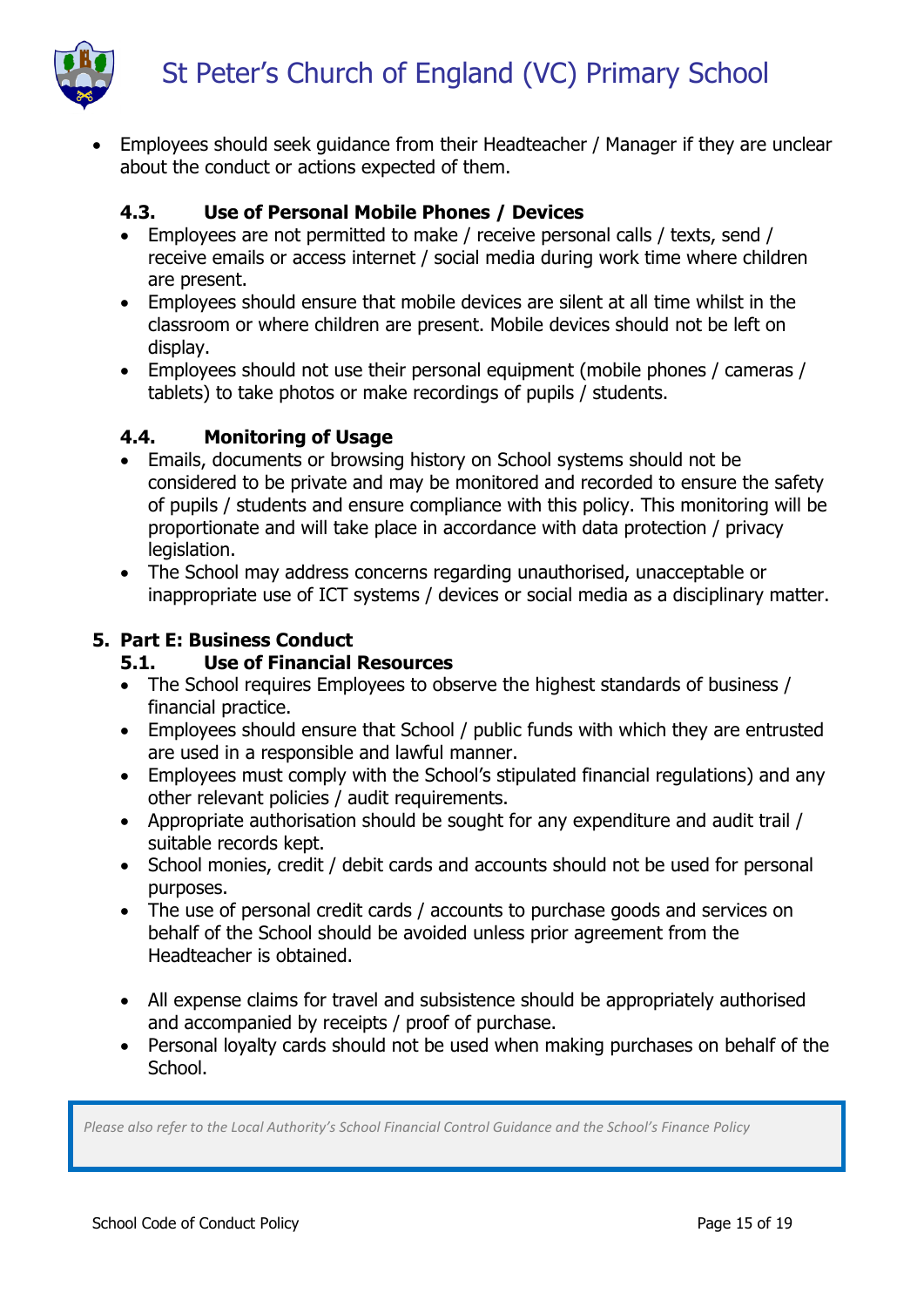- Employees should seek guidance from their Headteacher / Manager if they are unclear about the conduct or actions expected of them.

### 4.3. Use of Personal Mobile Phones / Devices

- Employees are not permitted to make / receive personal calls / texts, send / receive emails or access internet / social media during work time where children are present.
- Employees should ensure that mobile devices are silent at all time whilst in the classroom or where children are present. Mobile devices should not be left on display.
- Employees should not use their personal equipment (mobile phones / cameras / tablets) to take photos or make recordings of pupils / students.

### 4.4. Monitoring of Usage

- Emails, documents or browsing history on School systems should not be considered to be private and may be monitored and recorded to ensure the safety of pupils / students and ensure compliance with this policy. This monitoring will be proportionate and will take place in accordance with data protection / privacy legislation.
- The School may address concerns regarding unauthorised, unacceptable or inappropriate use of ICT systems / devices or social media as a disciplinary matter.

## 5. Part E: Business Conduct

### 5.1. Use of Financial Resources

- The School requires Employees to observe the highest standards of business / financial practice.
- Employees should ensure that School / public funds with which they are entrusted are used in a responsible and lawful manner.
- Employees must comply with the School's stipulated financial regulations) and any other relevant policies / audit requirements.
- Appropriate authorisation should be sought for any expenditure and audit trail / suitable records kept.
- School monies, credit / debit cards and accounts should not be used for personal purposes.
- The use of personal credit cards / accounts to purchase goods and services on behalf of the School should be avoided unless prior agreement from the Headteacher is obtained.
- All expense claims for travel and subsistence should be appropriately authorised and accompanied by receipts / proof of purchase.
- Personal loyalty cards should not be used when making purchases on behalf of the School.

*Please also refer to the Local Authority's School Financial Control Guidance and the School's Finance Policy*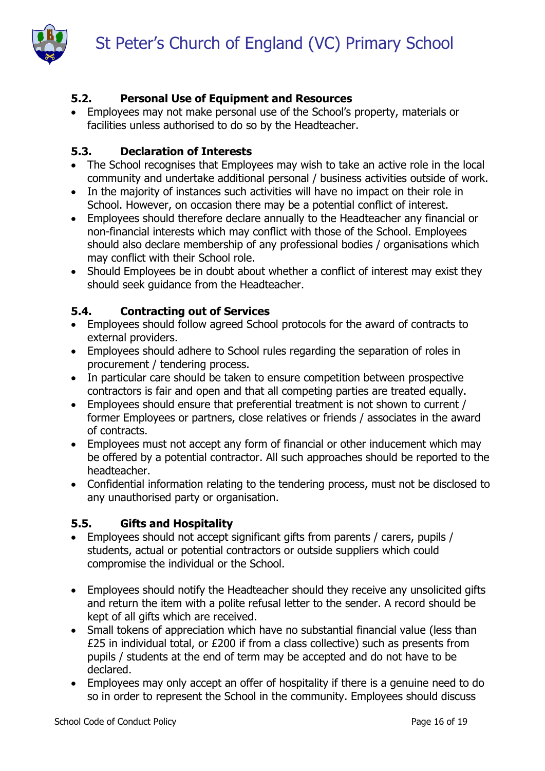### 5.2. Personal Use of Equipment and Resources

- Employees may not make personal use of the School's property, materials or facilities unless authorised to do so by the Headteacher.

### 5.3. Declaration of Interests

- The School recognises that Employees may wish to take an active role in the local community and undertake additional personal / business activities outside of work.
- In the majority of instances such activities will have no impact on their role in School. However, on occasion there may be a potential conflict of interest.
- Employees should therefore declare annually to the Headteacher any financial or non-financial interests which may conflict with those of the School. Employees should also declare membership of any professional bodies / organisations which may conflict with their School role.
- Should Employees be in doubt about whether a conflict of interest may exist they should seek guidance from the Headteacher.

### 5.4. Contracting out of Services

- Employees should follow agreed School protocols for the award of contracts to external providers.
- Employees should adhere to School rules regarding the separation of roles in procurement / tendering process.
- In particular care should be taken to ensure competition between prospective contractors is fair and open and that all competing parties are treated equally.
- Employees should ensure that preferential treatment is not shown to current / former Employees or partners, close relatives or friends / associates in the award of contracts.
- Employees must not accept any form of financial or other inducement which may be offered by a potential contractor. All such approaches should be reported to the headteacher.
- Confidential information relating to the tendering process, must not be disclosed to any unauthorised party or organisation.

### 5.5. Gifts and Hospitality

- Employees should not accept significant gifts from parents / carers, pupils / students, actual or potential contractors or outside suppliers which could compromise the individual or the School.

- Employees should notify the Headteacher should they receive any unsolicited gifts and return the item with a polite refusal letter to the sender. A record should be kept of all gifts which are received.
- Small tokens of appreciation which have no substantial financial value (less than £25 in individual total, or £200 if from a class collective) such as presents from pupils / students at the end of term may be accepted and do not have to be declared.
- Employees may only accept an offer of hospitality if there is a genuine need to do so in order to represent the School in the community. Employees should discuss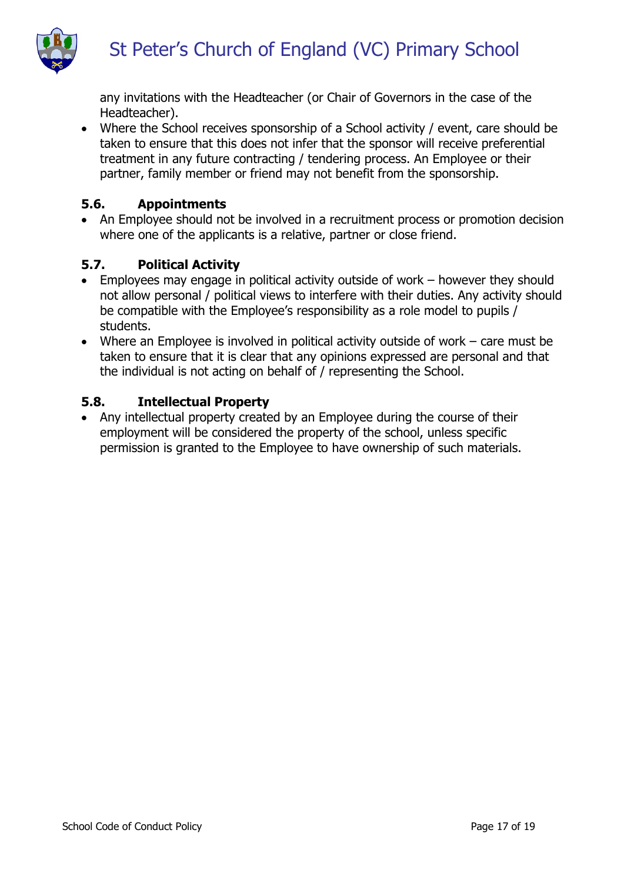any invitations with the Headteacher (or Chair of Governors in the case of the Headteacher).

- Where the School receives sponsorship of a School activity / event, care should be taken to ensure that this does not infer that the sponsor will receive preferential treatment in any future contracting / tendering process. An Employee or their partner, family member or friend may not benefit from the sponsorship.

### 5.6. Appointments

- An Employee should not be involved in a recruitment process or promotion decision where one of the applicants is a relative, partner or close friend.

### 5.7. Political Activity

- Employees may engage in political activity outside of work – however they should not allow personal / political views to interfere with their duties. Any activity should be compatible with the Employee's responsibility as a role model to pupils / students.
- Where an Employee is involved in political activity outside of work – care must be taken to ensure that it is clear that any opinions expressed are personal and that the individual is not acting on behalf of / representing the School.

### 5.8. Intellectual Property

- Any intellectual property created by an Employee during the course of their employment will be considered the property of the school, unless specific permission is granted to the Employee to have ownership of such materials.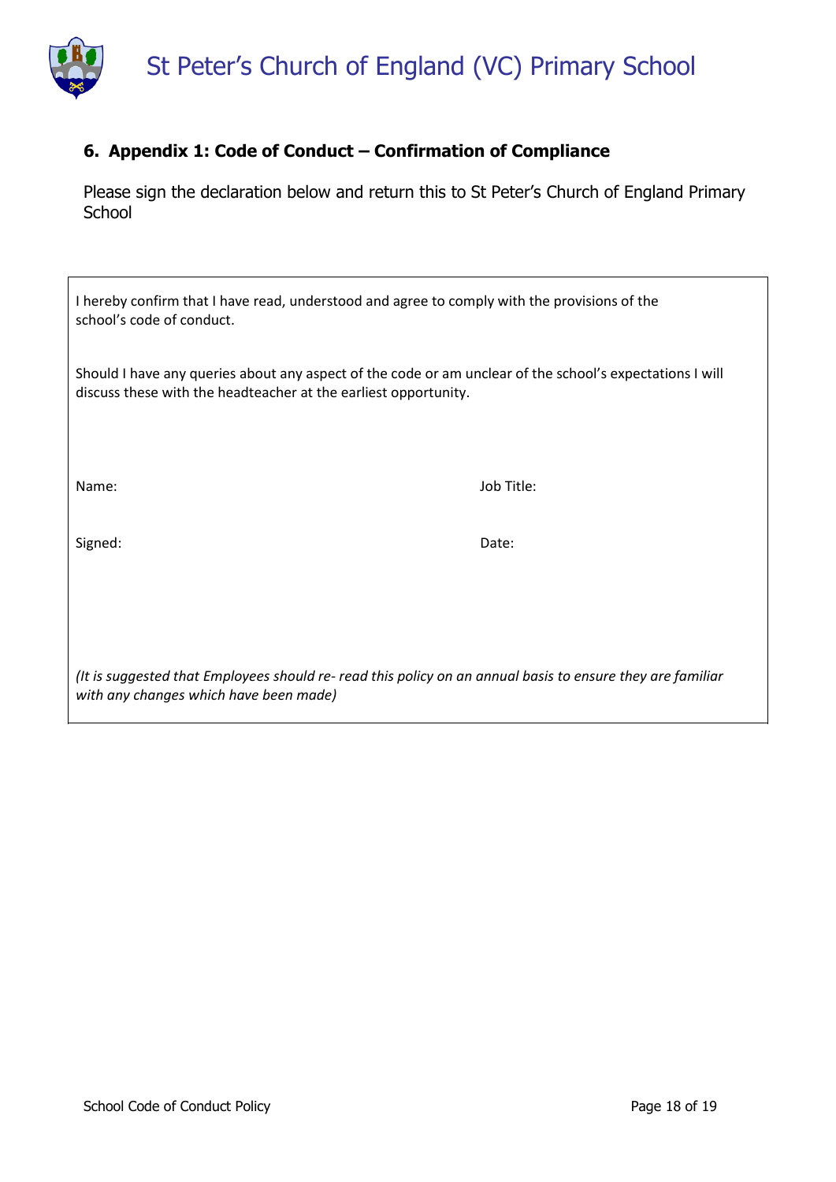## 6. Appendix 1: Code of Conduct – Confirmation of Compliance

Please sign the declaration below and return this to St Peter's Church of England Primary School

I hereby confirm that I have read, understood and agree to comply with the provisions of the school's code of conduct.

Should I have any queries about any aspect of the code or am unclear of the school's expectations I will discuss these with the headteacher at the earliest opportunity.

Name: Job Title:

Signed: Date:

*(It is suggested that Employees should re- read this policy on an annual basis to ensure they are familiar with any changes which have been made)*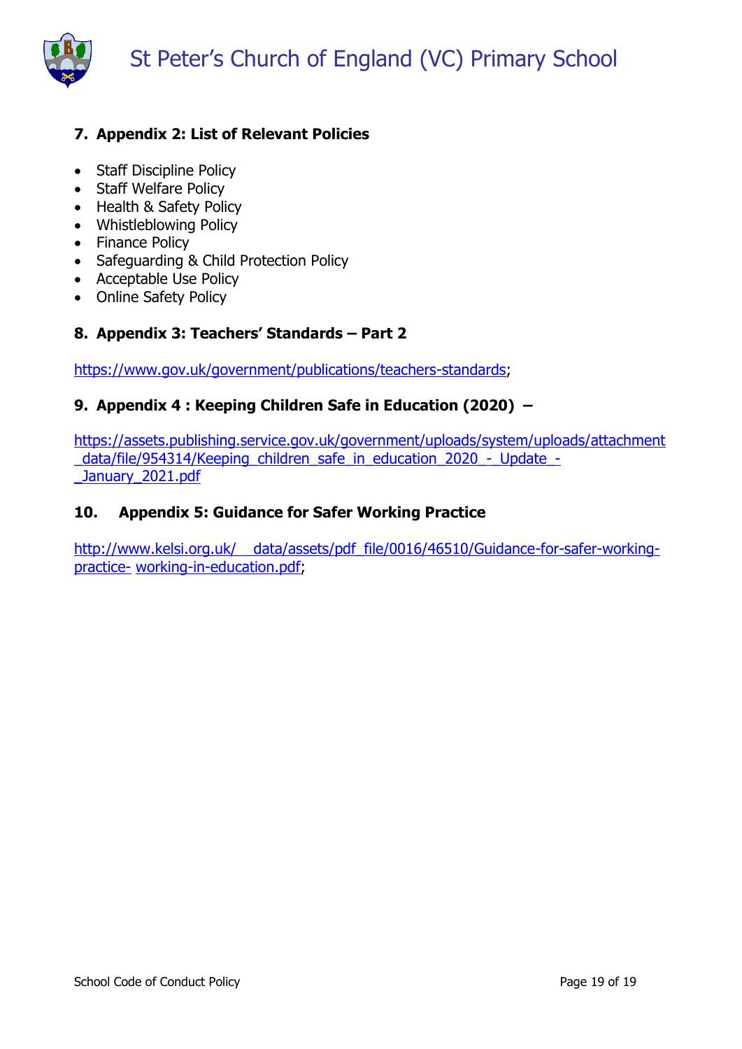## 7. Appendix 2: List of Relevant Policies

- Staff Discipline Policy
- Staff Welfare Policy
- Health & Safety Policy
- Whistleblowing Policy
- Finance Policy
- Safeguarding & Child Protection Policy
- Acceptable Use Policy
- Online Safety Policy

## 8. Appendix 3: Teachers' Standards – Part 2

https://www.gov.uk/government/publications/teachers-standards;

## 9. Appendix 4 : Keeping Children Safe in Education (2020) –

https://assets.publishing.service.gov.uk/government/uploads/system/uploads/attachment_data/file/954314/Keeping_children_safe_in_education_2020_-_Update_-_January_2021.pdf

## 10. Appendix 5: Guidance for Safer Working Practice

http://www.kelsi.org.uk/__data/assets/pdf_file/0016/46510/Guidance-for-safer-working-practice- working-in-education.pdf;